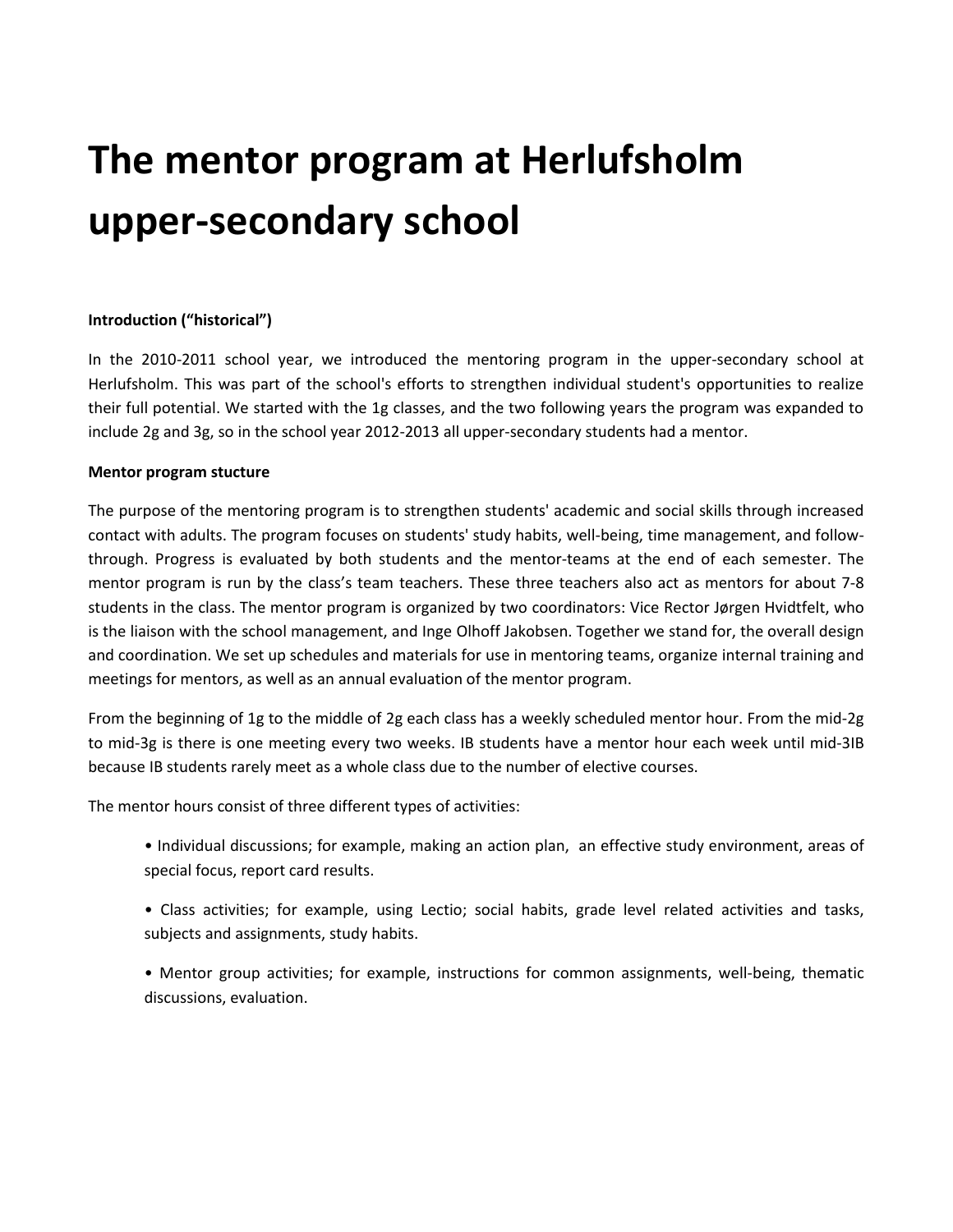# The mentor program at Herlufsholm upper-secondary school

**Introduction ("historical")**

In the 2010-2011 school year, we introduced the mentoring program in the upper-secondary school at Herlufsholm. This was part of the school's efforts to strengthen individual student's opportunities to realize their full potential. We started with the 1g classes, and the two following years the program was expanded to include 2g and 3g, so in the school year 2012-2013 all upper-secondary students had a mentor.

**Mentor program stucture**

The purpose of the mentoring program is to strengthen students' academic and social skills through increased contact with adults. The program focuses on students' study habits, well-being, time management, and follow-through. Progress is evaluated by both students and the mentor-teams at the end of each semester. The mentor program is run by the class's team teachers. These three teachers also act as mentors for about 7-8 students in the class. The mentor program is organized by two coordinators: Vice Rector Jørgen Hvidtfelt, who is the liaison with the school management, and Inge Olhoff Jakobsen. Together we stand for, the overall design and coordination. We set up schedules and materials for use in mentoring teams, organize internal training and meetings for mentors, as well as an annual evaluation of the mentor program.

From the beginning of 1g to the middle of 2g each class has a weekly scheduled mentor hour. From the mid-2g to mid-3g is there is one meeting every two weeks. IB students have a mentor hour each week until mid-3IB because IB students rarely meet as a whole class due to the number of elective courses.

The mentor hours consist of three different types of activities:

- Individual discussions; for example, making an action plan, an effective study environment, areas of special focus, report card results.
- Class activities; for example, using Lectio; social habits, grade level related activities and tasks, subjects and assignments, study habits.
- Mentor group activities; for example, instructions for common assignments, well-being, thematic discussions, evaluation.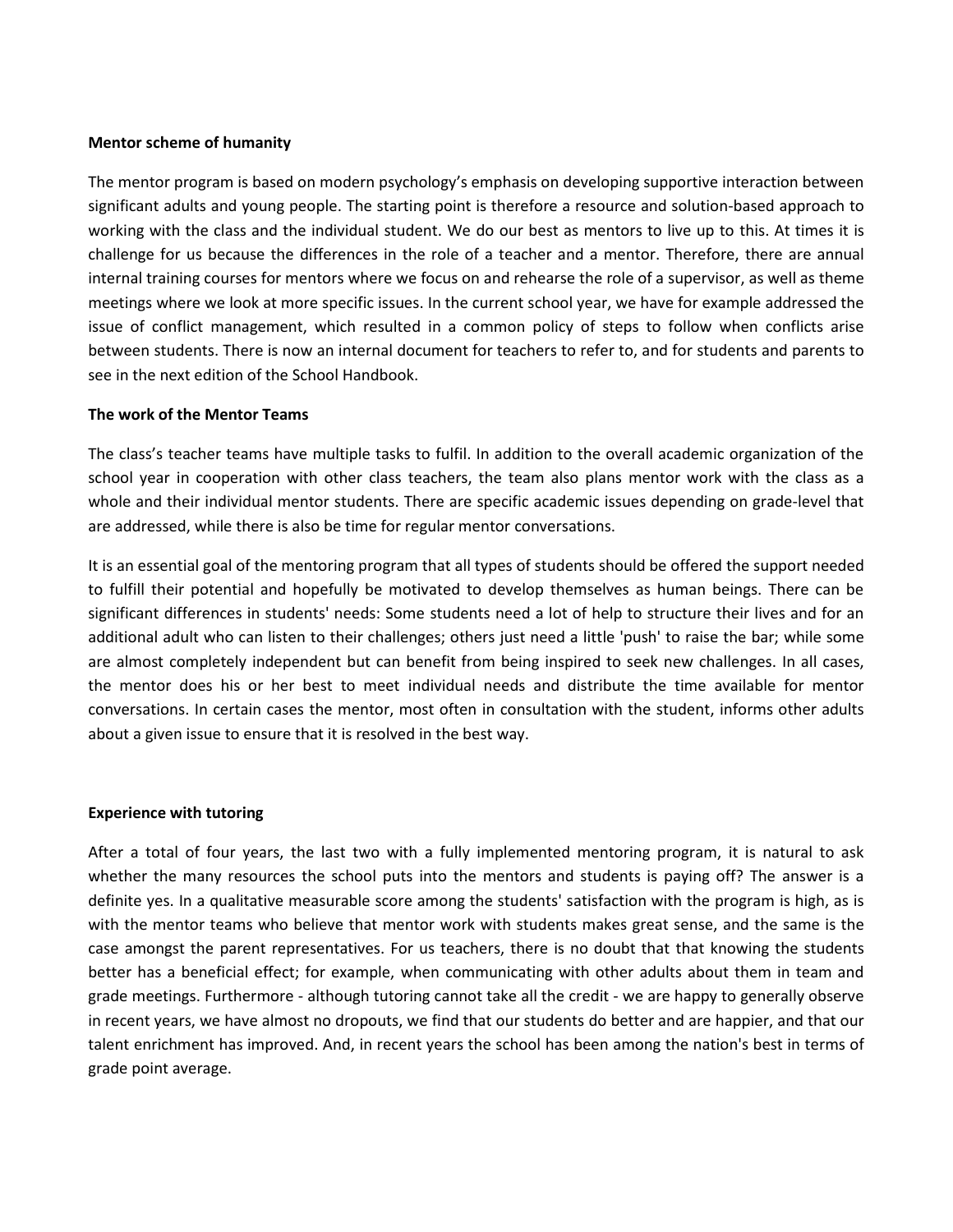**Mentor scheme of humanity**

The mentor program is based on modern psychology's emphasis on developing supportive interaction between significant adults and young people. The starting point is therefore a resource and solution-based approach to working with the class and the individual student. We do our best as mentors to live up to this. At times it is challenge for us because the differences in the role of a teacher and a mentor. Therefore, there are annual internal training courses for mentors where we focus on and rehearse the role of a supervisor, as well as theme meetings where we look at more specific issues. In the current school year, we have for example addressed the issue of conflict management, which resulted in a common policy of steps to follow when conflicts arise between students. There is now an internal document for teachers to refer to, and for students and parents to see in the next edition of the School Handbook.

**The work of the Mentor Teams**

The class's teacher teams have multiple tasks to fulfil. In addition to the overall academic organization of the school year in cooperation with other class teachers, the team also plans mentor work with the class as a whole and their individual mentor students. There are specific academic issues depending on grade-level that are addressed, while there is also be time for regular mentor conversations.

It is an essential goal of the mentoring program that all types of students should be offered the support needed to fulfill their potential and hopefully be motivated to develop themselves as human beings. There can be significant differences in students' needs: Some students need a lot of help to structure their lives and for an additional adult who can listen to their challenges; others just need a little 'push' to raise the bar; while some are almost completely independent but can benefit from being inspired to seek new challenges. In all cases, the mentor does his or her best to meet individual needs and distribute the time available for mentor conversations. In certain cases the mentor, most often in consultation with the student, informs other adults about a given issue to ensure that it is resolved in the best way.

**Experience with tutoring**

After a total of four years, the last two with a fully implemented mentoring program, it is natural to ask whether the many resources the school puts into the mentors and students is paying off? The answer is a definite yes. In a qualitative measurable score among the students' satisfaction with the program is high, as is with the mentor teams who believe that mentor work with students makes great sense, and the same is the case amongst the parent representatives. For us teachers, there is no doubt that that knowing the students better has a beneficial effect; for example, when communicating with other adults about them in team and grade meetings. Furthermore - although tutoring cannot take all the credit - we are happy to generally observe in recent years, we have almost no dropouts, we find that our students do better and are happier, and that our talent enrichment has improved. And, in recent years the school has been among the nation's best in terms of grade point average.